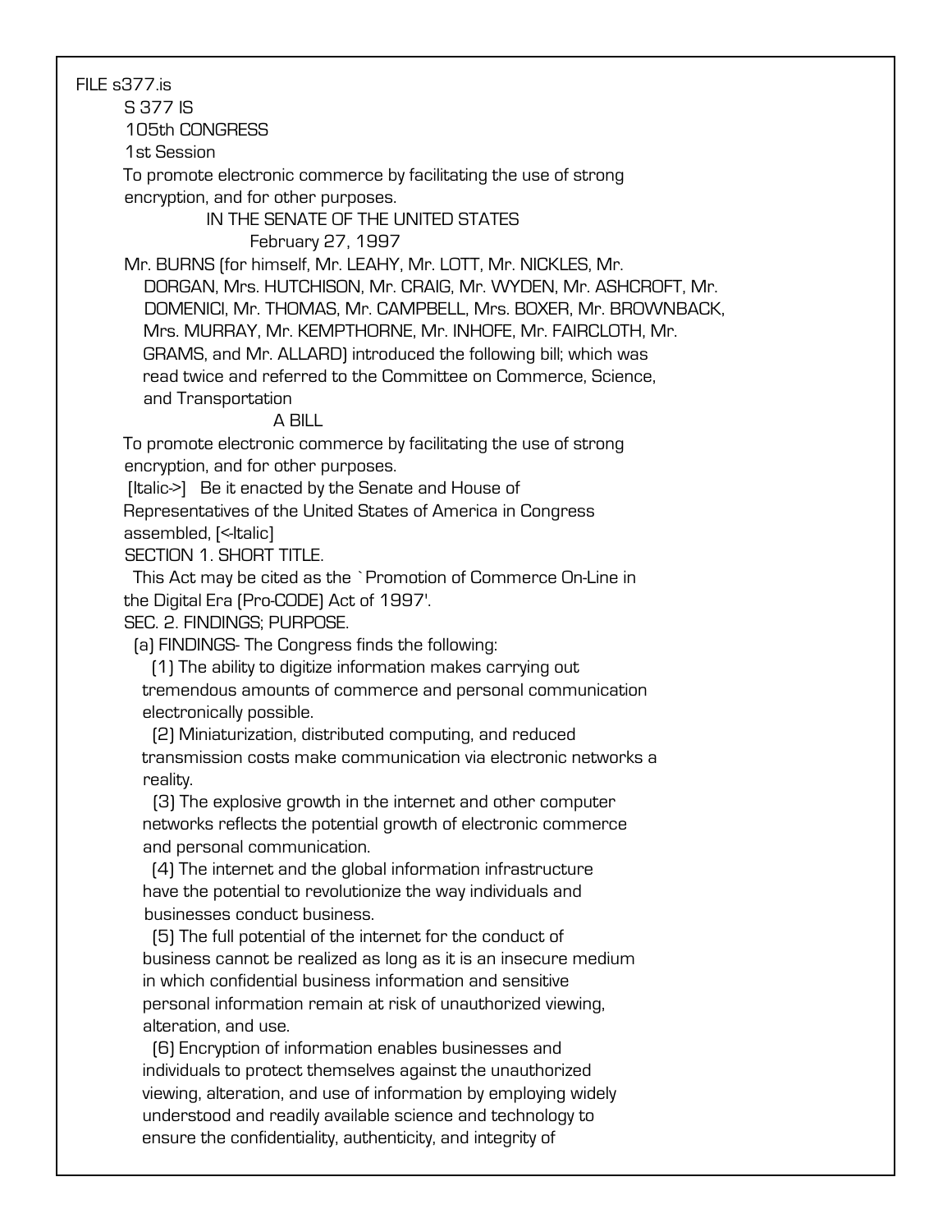FILE s377.is

S 377 IS

105th CONGRESS

1st Session

To promote electronic commerce by facilitating the use of strong encryption, and for other purposes.

IN THE SENATE OF THE UNITED STATES

February 27, 1997

Mr. BURNS (for himself, Mr. LEAHY, Mr. LOTT, Mr. NICKLES, Mr. DORGAN, Mrs. HUTCHISON, Mr. CRAIG, Mr. WYDEN, Mr. ASHCROFT, Mr. DOMENICI, Mr. THOMAS, Mr. CAMPBELL, Mrs. BOXER, Mr. BROWNBACK, Mrs. MURRAY, Mr. KEMPTHORNE, Mr. INHOFE, Mr. FAIRCLOTH, Mr. GRAMS, and Mr. ALLARD) introduced the following bill; which was read twice and referred to the Committee on Commerce, Science, and Transportation

A BILL

To promote electronic commerce by facilitating the use of strong encryption, and for other purposes.

[Italic->] Be it enacted by the Senate and House of Representatives of the United States of America in Congress assembled, [<-Italic]

SECTION 1. SHORT TITLE.

This Act may be cited as the `Promotion of Commerce On-Line in the Digital Era (Pro-CODE) Act of 1997'.

SEC. 2. FINDINGS; PURPOSE.

(a) FINDINGS- The Congress finds the following:

(1) The ability to digitize information makes carrying out tremendous amounts of commerce and personal communication electronically possible.

(2) Miniaturization, distributed computing, and reduced transmission costs make communication via electronic networks a reality.

(3) The explosive growth in the internet and other computer networks reflects the potential growth of electronic commerce and personal communication.

(4) The internet and the global information infrastructure have the potential to revolutionize the way individuals and businesses conduct business.

(5) The full potential of the internet for the conduct of business cannot be realized as long as it is an insecure medium in which confidential business information and sensitive personal information remain at risk of unauthorized viewing, alteration, and use.

(6) Encryption of information enables businesses and individuals to protect themselves against the unauthorized viewing, alteration, and use of information by employing widely understood and readily available science and technology to ensure the confidentiality, authenticity, and integrity of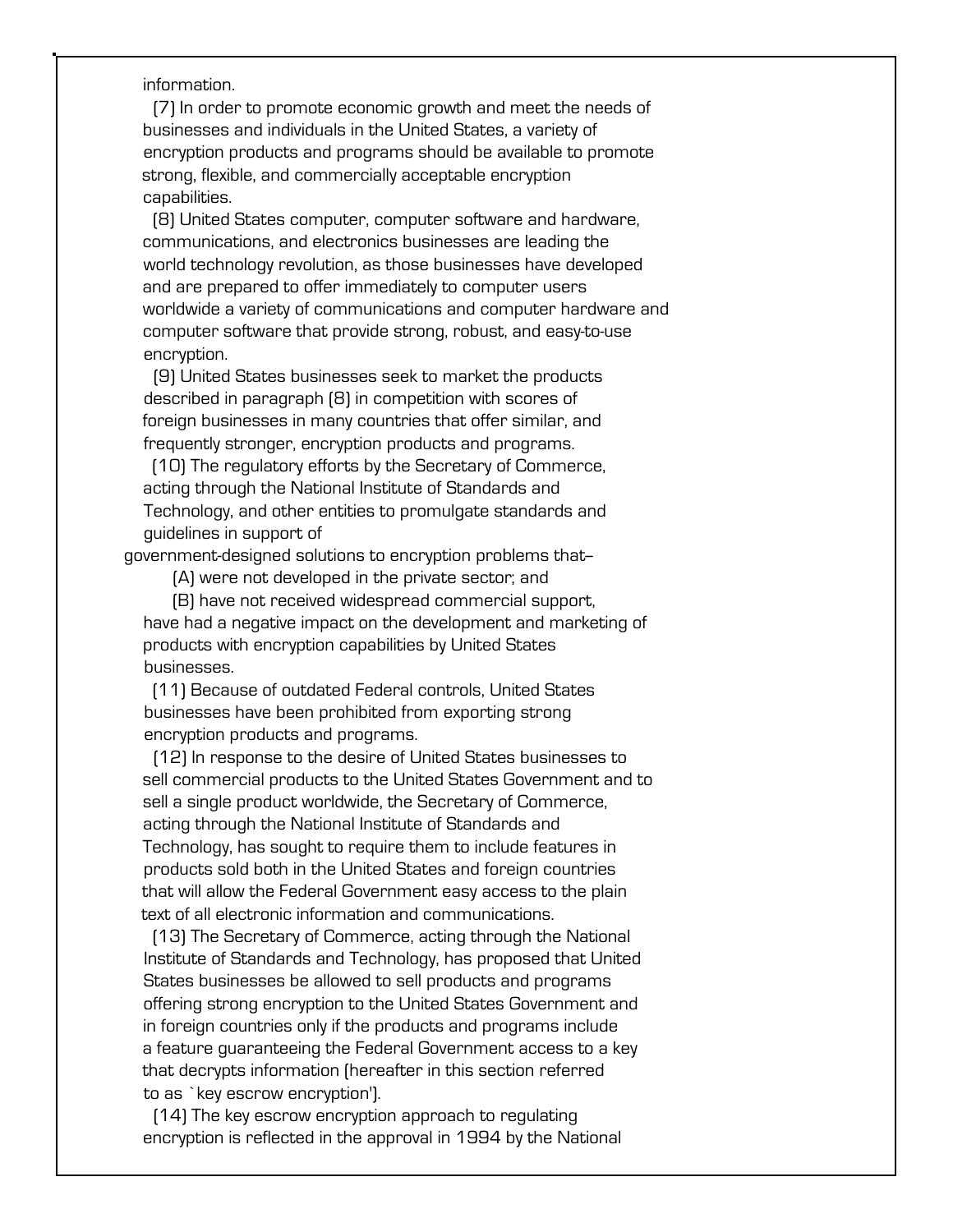information.

(7) In order to promote economic growth and meet the needs of businesses and individuals in the United States, a variety of encryption products and programs should be available to promote strong, flexible, and commercially acceptable encryption capabilities.

(8) United States computer, computer software and hardware, communications, and electronics businesses are leading the world technology revolution, as those businesses have developed and are prepared to offer immediately to computer users worldwide a variety of communications and computer hardware and computer software that provide strong, robust, and easy-to-use encryption.

(9) United States businesses seek to market the products described in paragraph (8) in competition with scores of foreign businesses in many countries that offer similar, and frequently stronger, encryption products and programs.

(10) The regulatory efforts by the Secretary of Commerce, acting through the National Institute of Standards and Technology, and other entities to promulgate standards and guidelines in support of government-designed solutions to encryption problems that--

(A) were not developed in the private sector; and

(B) have not received widespread commercial support,

have had a negative impact on the development and marketing of products with encryption capabilities by United States businesses.

(11) Because of outdated Federal controls, United States businesses have been prohibited from exporting strong encryption products and programs.

(12) In response to the desire of United States businesses to sell commercial products to the United States Government and to sell a single product worldwide, the Secretary of Commerce, acting through the National Institute of Standards and Technology, has sought to require them to include features in products sold both in the United States and foreign countries that will allow the Federal Government easy access to the plain text of all electronic information and communications.

(13) The Secretary of Commerce, acting through the National Institute of Standards and Technology, has proposed that United States businesses be allowed to sell products and programs offering strong encryption to the United States Government and in foreign countries only if the products and programs include a feature guaranteeing the Federal Government access to a key that decrypts information (hereafter in this section referred to as `key escrow encryption').

(14) The key escrow encryption approach to regulating encryption is reflected in the approval in 1994 by the National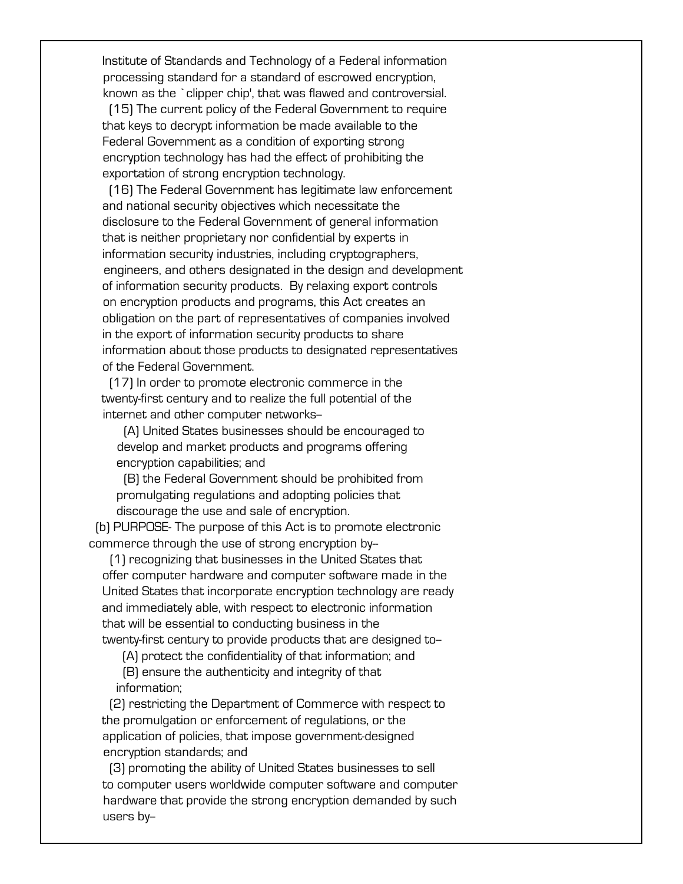Institute of Standards and Technology of a Federal information processing standard for a standard of escrowed encryption, known as the `clipper chip', that was flawed and controversial.

(15) The current policy of the Federal Government to require that keys to decrypt information be made available to the Federal Government as a condition of exporting strong encryption technology has had the effect of prohibiting the exportation of strong encryption technology.

(16) The Federal Government has legitimate law enforcement and national security objectives which necessitate the disclosure to the Federal Government of general information that is neither proprietary nor confidential by experts in information security industries, including cryptographers, engineers, and others designated in the design and development of information security products. By relaxing export controls on encryption products and programs, this Act creates an obligation on the part of representatives of companies involved in the export of information security products to share information about those products to designated representatives of the Federal Government.

(17) In order to promote electronic commerce in the twenty-first century and to realize the full potential of the internet and other computer networks--

(A) United States businesses should be encouraged to develop and market products and programs offering encryption capabilities; and

(B) the Federal Government should be prohibited from promulgating regulations and adopting policies that discourage the use and sale of encryption.

(b) PURPOSE- The purpose of this Act is to promote electronic commerce through the use of strong encryption by--

(1) recognizing that businesses in the United States that offer computer hardware and computer software made in the United States that incorporate encryption technology are ready and immediately able, with respect to electronic information that will be essential to conducting business in the twenty-first century to provide products that are designed to--

(A) protect the confidentiality of that information; and

(B) ensure the authenticity and integrity of that information;

(2) restricting the Department of Commerce with respect to the promulgation or enforcement of regulations, or the application of policies, that impose government-designed encryption standards; and

(3) promoting the ability of United States businesses to sell to computer users worldwide computer software and computer hardware that provide the strong encryption demanded by such users by--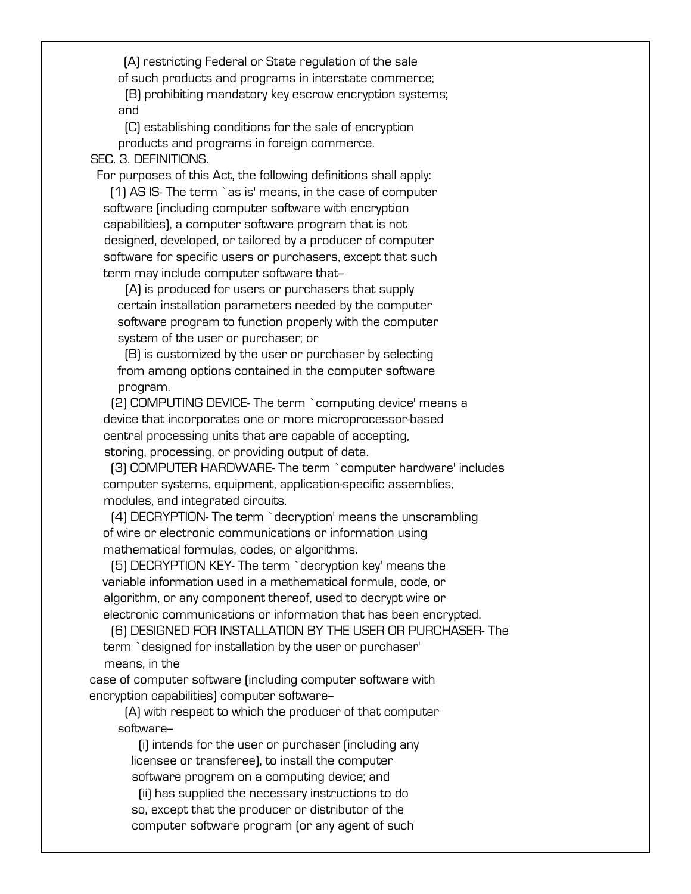(A) restricting Federal or State regulation of the sale of such products and programs in interstate commerce;

(B) prohibiting mandatory key escrow encryption systems; and

(C) establishing conditions for the sale of encryption products and programs in foreign commerce.

SEC. 3. DEFINITIONS.

For purposes of this Act, the following definitions shall apply:

(1) AS IS- The term `as is' means, in the case of computer software (including computer software with encryption capabilities), a computer software program that is not designed, developed, or tailored by a producer of computer software for specific users or purchasers, except that such term may include computer software that--

(A) is produced for users or purchasers that supply certain installation parameters needed by the computer software program to function properly with the computer system of the user or purchaser; or

(B) is customized by the user or purchaser by selecting from among options contained in the computer software program.

(2) COMPUTING DEVICE- The term `computing device' means a device that incorporates one or more microprocessor-based central processing units that are capable of accepting, storing, processing, or providing output of data.

(3) COMPUTER HARDWARE- The term `computer hardware' includes computer systems, equipment, application-specific assemblies, modules, and integrated circuits.

(4) DECRYPTION- The term `decryption' means the unscrambling of wire or electronic communications or information using mathematical formulas, codes, or algorithms.

(5) DECRYPTION KEY- The term `decryption key' means the variable information used in a mathematical formula, code, or algorithm, or any component thereof, used to decrypt wire or electronic communications or information that has been encrypted.

(6) DESIGNED FOR INSTALLATION BY THE USER OR PURCHASER- The term `designed for installation by the user or purchaser' means, in the case of computer software (including computer software with encryption capabilities) computer software--

(A) with respect to which the producer of that computer software--

(i) intends for the user or purchaser (including any licensee or transferee), to install the computer software program on a computing device; and

(ii) has supplied the necessary instructions to do so, except that the producer or distributor of the computer software program (or any agent of such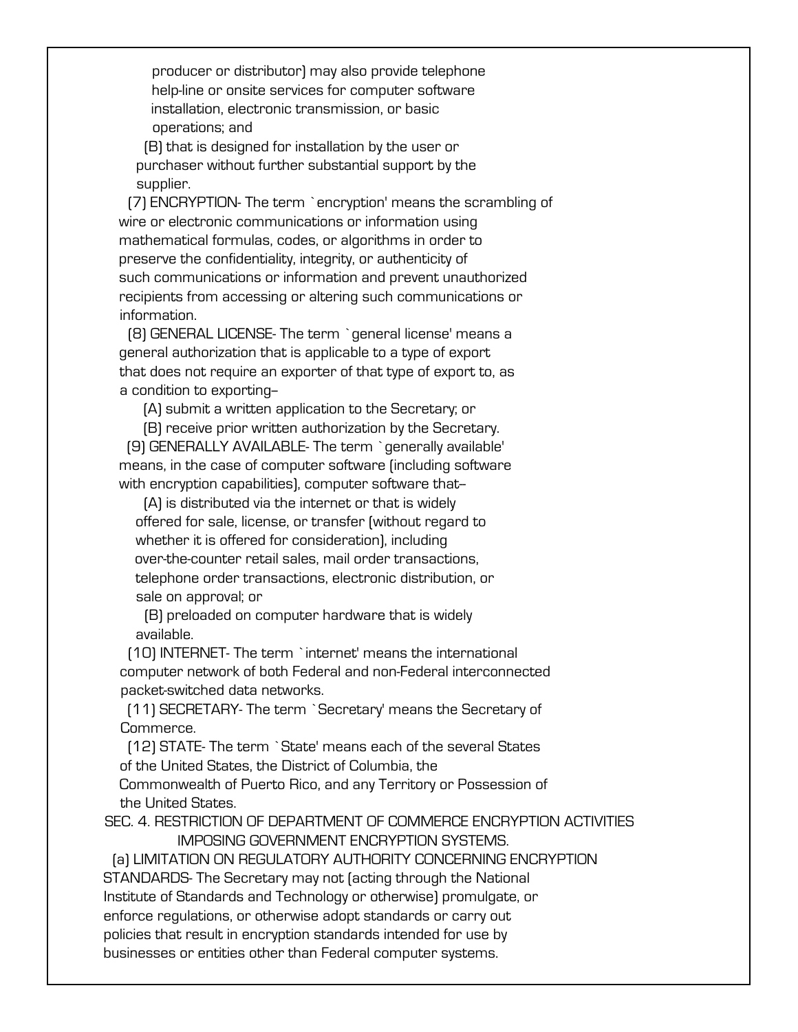producer or distributor) may also provide telephone help-line or onsite services for computer software installation, electronic transmission, or basic operations; and

(B) that is designed for installation by the user or purchaser without further substantial support by the supplier.

(7) ENCRYPTION- The term `encryption' means the scrambling of wire or electronic communications or information using mathematical formulas, codes, or algorithms in order to preserve the confidentiality, integrity, or authenticity of such communications or information and prevent unauthorized recipients from accessing or altering such communications or information.

(8) GENERAL LICENSE- The term `general license' means a general authorization that is applicable to a type of export that does not require an exporter of that type of export to, as a condition to exporting--

(A) submit a written application to the Secretary; or

(B) receive prior written authorization by the Secretary.

(9) GENERALLY AVAILABLE- The term `generally available' means, in the case of computer software (including software with encryption capabilities), computer software that--

(A) is distributed via the internet or that is widely offered for sale, license, or transfer (without regard to whether it is offered for consideration), including over-the-counter retail sales, mail order transactions, telephone order transactions, electronic distribution, or sale on approval; or

(B) preloaded on computer hardware that is widely available.

(10) INTERNET- The term `internet' means the international computer network of both Federal and non-Federal interconnected packet-switched data networks.

(11) SECRETARY- The term `Secretary' means the Secretary of Commerce.

(12) STATE- The term `State' means each of the several States of the United States, the District of Columbia, the Commonwealth of Puerto Rico, and any Territory or Possession of the United States.

SEC. 4. RESTRICTION OF DEPARTMENT OF COMMERCE ENCRYPTION ACTIVITIES IMPOSING GOVERNMENT ENCRYPTION SYSTEMS.

(a) LIMITATION ON REGULATORY AUTHORITY CONCERNING ENCRYPTION STANDARDS- The Secretary may not (acting through the National Institute of Standards and Technology or otherwise) promulgate, or enforce regulations, or otherwise adopt standards or carry out policies that result in encryption standards intended for use by businesses or entities other than Federal computer systems.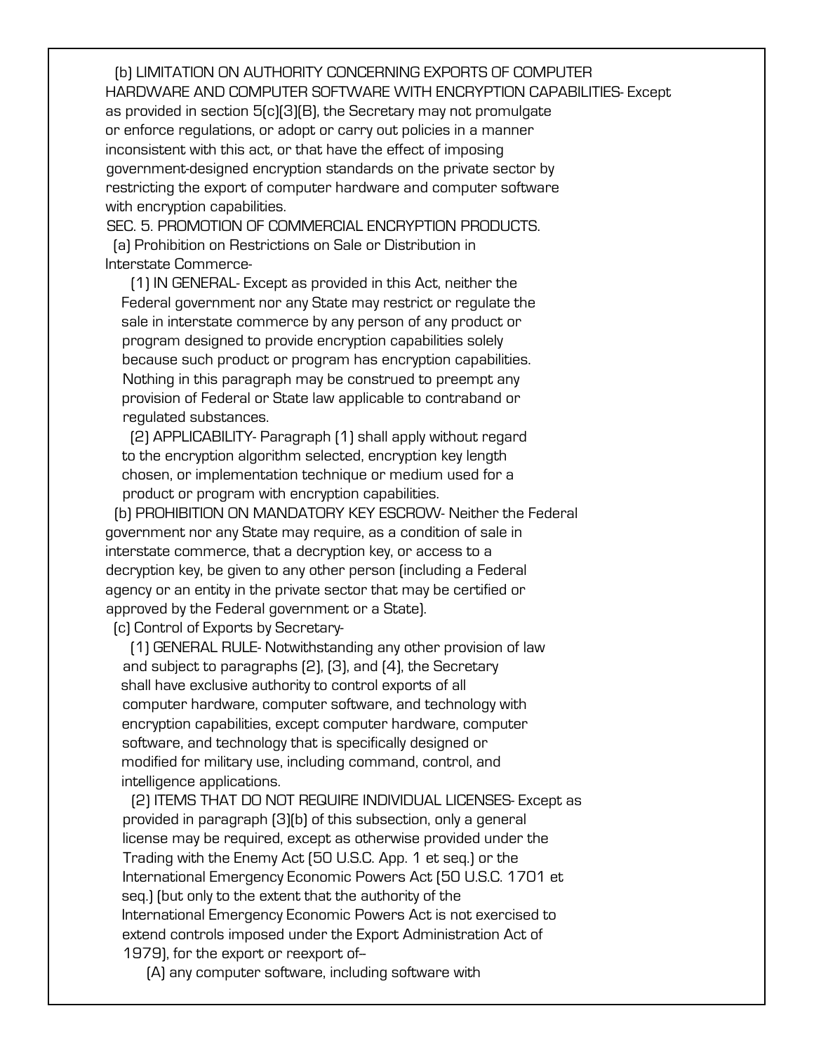(b) LIMITATION ON AUTHORITY CONCERNING EXPORTS OF COMPUTER HARDWARE AND COMPUTER SOFTWARE WITH ENCRYPTION CAPABILITIES- Except as provided in section 5(c)(3)(B), the Secretary may not promulgate or enforce regulations, or adopt or carry out policies in a manner inconsistent with this act, or that have the effect of imposing government-designed encryption standards on the private sector by restricting the export of computer hardware and computer software with encryption capabilities.

SEC. 5. PROMOTION OF COMMERCIAL ENCRYPTION PRODUCTS.

(a) Prohibition on Restrictions on Sale or Distribution in Interstate Commerce-

(1) IN GENERAL- Except as provided in this Act, neither the Federal government nor any State may restrict or regulate the sale in interstate commerce by any person of any product or program designed to provide encryption capabilities solely because such product or program has encryption capabilities. Nothing in this paragraph may be construed to preempt any provision of Federal or State law applicable to contraband or regulated substances.

(2) APPLICABILITY- Paragraph (1) shall apply without regard to the encryption algorithm selected, encryption key length chosen, or implementation technique or medium used for a product or program with encryption capabilities.

(b) PROHIBITION ON MANDATORY KEY ESCROW- Neither the Federal government nor any State may require, as a condition of sale in interstate commerce, that a decryption key, or access to a decryption key, be given to any other person (including a Federal agency or an entity in the private sector that may be certified or approved by the Federal government or a State).

(c) Control of Exports by Secretary-

(1) GENERAL RULE- Notwithstanding any other provision of law and subject to paragraphs (2), (3), and (4), the Secretary shall have exclusive authority to control exports of all computer hardware, computer software, and technology with encryption capabilities, except computer hardware, computer software, and technology that is specifically designed or modified for military use, including command, control, and intelligence applications.

(2) ITEMS THAT DO NOT REQUIRE INDIVIDUAL LICENSES- Except as provided in paragraph (3)(b) of this subsection, only a general license may be required, except as otherwise provided under the Trading with the Enemy Act (50 U.S.C. App. 1 et seq.) or the International Emergency Economic Powers Act (50 U.S.C. 1701 et seq.) (but only to the extent that the authority of the International Emergency Economic Powers Act is not exercised to extend controls imposed under the Export Administration Act of 1979), for the export or reexport of--

(A) any computer software, including software with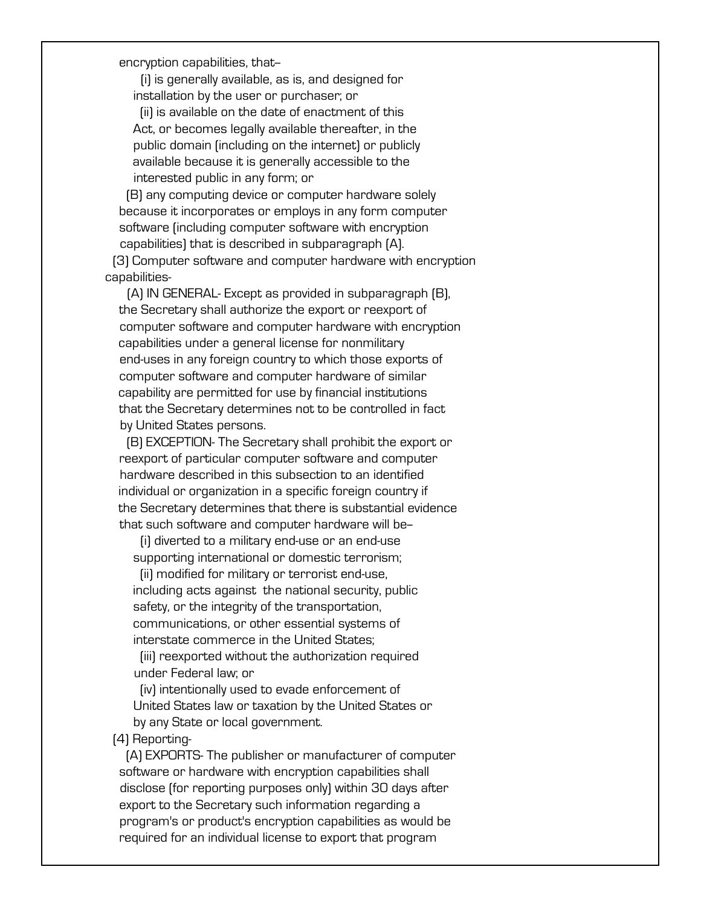encryption capabilities, that--

(i) is generally available, as is, and designed for installation by the user or purchaser; or

(ii) is available on the date of enactment of this Act, or becomes legally available thereafter, in the public domain (including on the internet) or publicly available because it is generally accessible to the interested public in any form; or

(B) any computing device or computer hardware solely because it incorporates or employs in any form computer software (including computer software with encryption capabilities) that is described in subparagraph (A).

(3) Computer software and computer hardware with encryption capabilities-

(A) IN GENERAL- Except as provided in subparagraph (B), the Secretary shall authorize the export or reexport of computer software and computer hardware with encryption capabilities under a general license for nonmilitary end-uses in any foreign country to which those exports of computer software and computer hardware of similar capability are permitted for use by financial institutions that the Secretary determines not to be controlled in fact by United States persons.

(B) EXCEPTION- The Secretary shall prohibit the export or reexport of particular computer software and computer hardware described in this subsection to an identified individual or organization in a specific foreign country if the Secretary determines that there is substantial evidence that such software and computer hardware will be--

(i) diverted to a military end-use or an end-use supporting international or domestic terrorism;

(ii) modified for military or terrorist end-use, including acts against the national security, public safety, or the integrity of the transportation, communications, or other essential systems of interstate commerce in the United States;

(iii) reexported without the authorization required under Federal law; or

(iv) intentionally used to evade enforcement of United States law or taxation by the United States or by any State or local government.

(4) Reporting-

(A) EXPORTS- The publisher or manufacturer of computer software or hardware with encryption capabilities shall disclose (for reporting purposes only) within 30 days after export to the Secretary such information regarding a program's or product's encryption capabilities as would be required for an individual license to export that program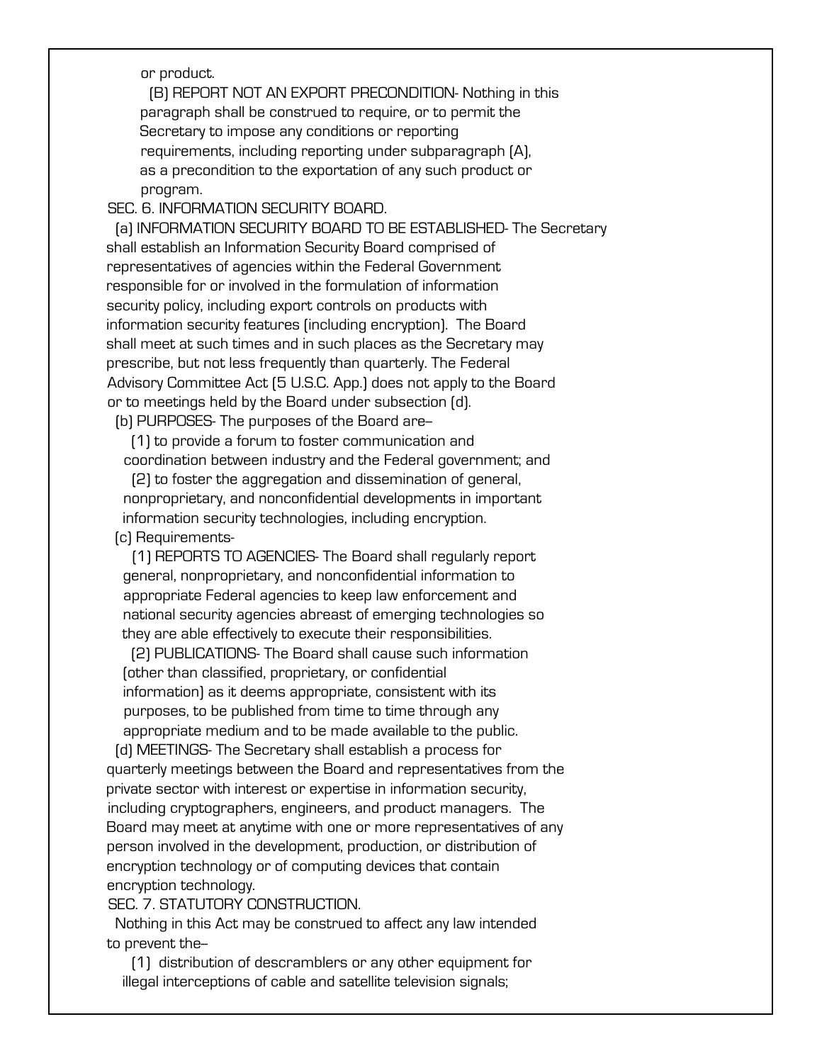or product.

(B) REPORT NOT AN EXPORT PRECONDITION- Nothing in this paragraph shall be construed to require, or to permit the Secretary to impose any conditions or reporting requirements, including reporting under subparagraph (A), as a precondition to the exportation of any such product or program.

SEC. 6. INFORMATION SECURITY BOARD.

(a) INFORMATION SECURITY BOARD TO BE ESTABLISHED- The Secretary shall establish an Information Security Board comprised of representatives of agencies within the Federal Government responsible for or involved in the formulation of information security policy, including export controls on products with information security features (including encryption). The Board shall meet at such times and in such places as the Secretary may prescribe, but not less frequently than quarterly. The Federal Advisory Committee Act (5 U.S.C. App.) does not apply to the Board or to meetings held by the Board under subsection (d).

(b) PURPOSES- The purposes of the Board are--

(1) to provide a forum to foster communication and coordination between industry and the Federal government; and

(2) to foster the aggregation and dissemination of general, nonproprietary, and nonconfidential developments in important information security technologies, including encryption.

(c) Requirements-

(1) REPORTS TO AGENCIES- The Board shall regularly report general, nonproprietary, and nonconfidential information to appropriate Federal agencies to keep law enforcement and national security agencies abreast of emerging technologies so they are able effectively to execute their responsibilities.

(2) PUBLICATIONS- The Board shall cause such information (other than classified, proprietary, or confidential information) as it deems appropriate, consistent with its purposes, to be published from time to time through any appropriate medium and to be made available to the public.

(d) MEETINGS- The Secretary shall establish a process for quarterly meetings between the Board and representatives from the private sector with interest or expertise in information security, including cryptographers, engineers, and product managers. The Board may meet at anytime with one or more representatives of any person involved in the development, production, or distribution of encryption technology or of computing devices that contain encryption technology.

SEC. 7. STATUTORY CONSTRUCTION.

Nothing in this Act may be construed to affect any law intended to prevent the--

(1) distribution of descramblers or any other equipment for illegal interceptions of cable and satellite television signals;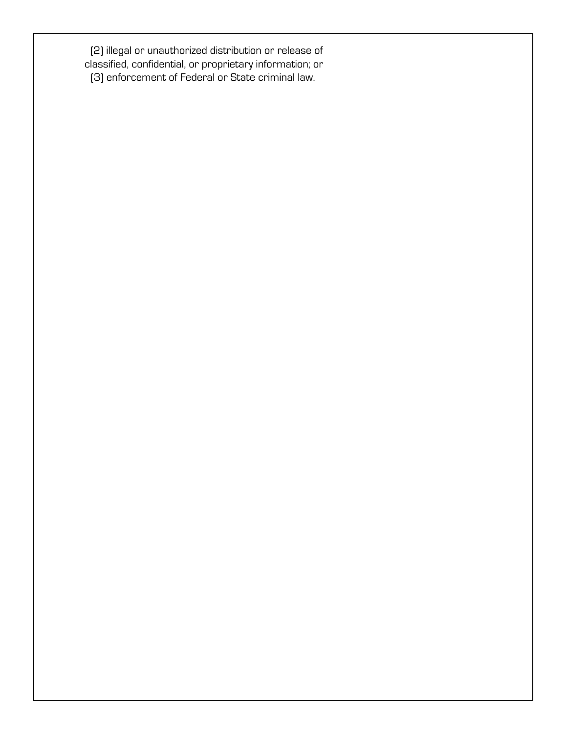(2) illegal or unauthorized distribution or release of classified, confidential, or proprietary information; or

(3) enforcement of Federal or State criminal law.